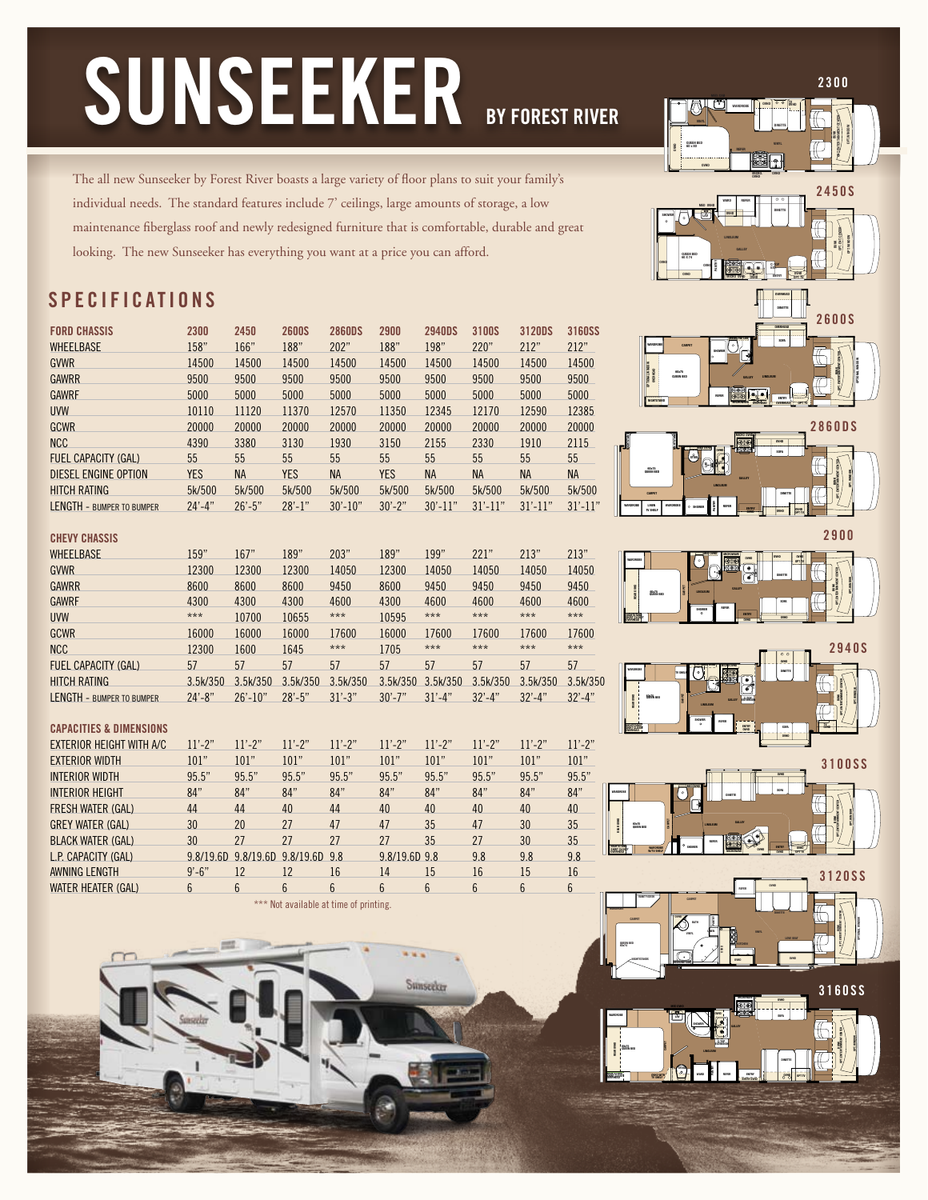# SUNSEEKER BY FOREST RIVER

The all new Sunseeker by Forest River boasts a large variety of floor plans to suit your family's individual needs. The standard features include 7' ceilings, large amounts of storage, a low maintenance fiberglass roof and newly redesigned furniture that is comfortable, durable and great looking. The new Sunseeker has everything you want at a price you can afford.

## SPECIFICATIONS

| FORD CHASSIS | 2300 | 2450 | 2600S | 2860DS | 2900 | 2940DS | 3100S | 3120DS | 3160SS |
|---|---|---|---|---|---|---|---|---|---|
| WHEELBASE | 158" | 166" | 188" | 202" | 188" | 198" | 220" | 212" | 212" |
| GVWR | 14500 | 14500 | 14500 | 14500 | 14500 | 14500 | 14500 | 14500 | 14500 |
| GAWRR | 9500 | 9500 | 9500 | 9500 | 9500 | 9500 | 9500 | 9500 | 9500 |
| GAWRF | 5000 | 5000 | 5000 | 5000 | 5000 | 5000 | 5000 | 5000 | 5000 |
| UVW | 10110 | 11120 | 11370 | 12570 | 11350 | 12345 | 12170 | 12590 | 12385 |
| GCWR | 20000 | 20000 | 20000 | 20000 | 20000 | 20000 | 20000 | 20000 | 20000 |
| NCC | 4390 | 3380 | 3130 | 1930 | 3150 | 2155 | 2330 | 1910 | 2115 |
| FUEL CAPACITY (GAL) | 55 | 55 | 55 | 55 | 55 | 55 | 55 | 55 | 55 |
| DIESEL ENGINE OPTION | YES | NA | YES | NA | YES | NA | NA | NA | NA |
| HITCH RATING | 5k/500 | 5k/500 | 5k/500 | 5k/500 | 5k/500 | 5k/500 | 5k/500 | 5k/500 | 5k/500 |
| LENGTH - BUMPER TO BUMPER | 24'-4" | 26'-5" | 28'-1" | 30'-10" | 30'-2" | 30'-11" | 31'-11" | 31'-11" | 31'-11" |

| CHEVY CHASSIS | 2300 | 2450 | 2600S | 2860DS | 2900 | 2940DS | 3100S | 3120DS | 3160SS |
|---|---|---|---|---|---|---|---|---|---|
| WHEELBASE | 159" | 167" | 189" | 203" | 189" | 199" | 221" | 213" | 213" |
| GVWR | 12300 | 12300 | 12300 | 14050 | 12300 | 14050 | 14050 | 14050 | 14050 |
| GAWRR | 8600 | 8600 | 8600 | 9450 | 8600 | 9450 | 9450 | 9450 | 9450 |
| GAWRF | 4300 | 4300 | 4300 | 4600 | 4300 | 4600 | 4600 | 4600 | 4600 |
| UVW | *** | 10700 | 10655 | *** | 10595 | *** | *** | *** | *** |
| GCWR | 16000 | 16000 | 16000 | 17600 | 16000 | 17600 | 17600 | 17600 | 17600 |
| NCC | 12300 | 1600 | 1645 | *** | 1705 | *** | *** | *** | *** |
| FUEL CAPACITY (GAL) | 57 | 57 | 57 | 57 | 57 | 57 | 57 | 57 | 57 |
| HITCH RATING | 3.5k/350 | 3.5k/350 | 3.5k/350 | 3.5k/350 | 3.5k/350 | 3.5k/350 | 3.5k/350 | 3.5k/350 | 3.5k/350 |
| LENGTH - BUMPER TO BUMPER | 24'-8" | 26'-10" | 28'-5" | 31'-3" | 30'-7" | 31'-4" | 32'-4" | 32'-4" | 32'-4" |

| CAPACITIES & DIMENSIONS | 2300 | 2450 | 2600S | 2860DS | 2900 | 2940DS | 3100S | 3120DS | 3160SS |
|---|---|---|---|---|---|---|---|---|---|
| EXTERIOR HEIGHT WITH A/C | 11'-2" | 11'-2" | 11'-2" | 11'-2" | 11'-2" | 11'-2" | 11'-2" | 11'-2" | 11'-2" |
| EXTERIOR WIDTH | 101" | 101" | 101" | 101" | 101" | 101" | 101" | 101" | 101" |
| INTERIOR WIDTH | 95.5" | 95.5" | 95.5" | 95.5" | 95.5" | 95.5" | 95.5" | 95.5" | 95.5" |
| INTERIOR HEIGHT | 84" | 84" | 84" | 84" | 84" | 84" | 84" | 84" | 84" |
| FRESH WATER (GAL) | 44 | 44 | 40 | 44 | 40 | 40 | 40 | 40 | 40 |
| GREY WATER (GAL) | 30 | 20 | 27 | 47 | 47 | 35 | 47 | 30 | 35 |
| BLACK WATER (GAL) | 30 | 27 | 27 | 27 | 27 | 35 | 27 | 30 | 35 |
| L.P. CAPACITY (GAL) | 9.8/19.6D | 9.8/19.6D | 9.8/19.6D | 9.8 | 9.8/19.6D | 9.8 | 9.8 | 9.8 | 9.8 |
| AWNING LENGTH | 9'-6" | 12 | 12 | 16 | 14 | 15 | 16 | 15 | 16 |
| WATER HEATER (GAL) | 6 | 6 | 6 | 6 | 6 | 6 | 6 | 6 | 6 |

*** Not available at time of printing.

2300

2450S

2600S

2860DS

2900

2940S

3100SS

3120SS

3160SS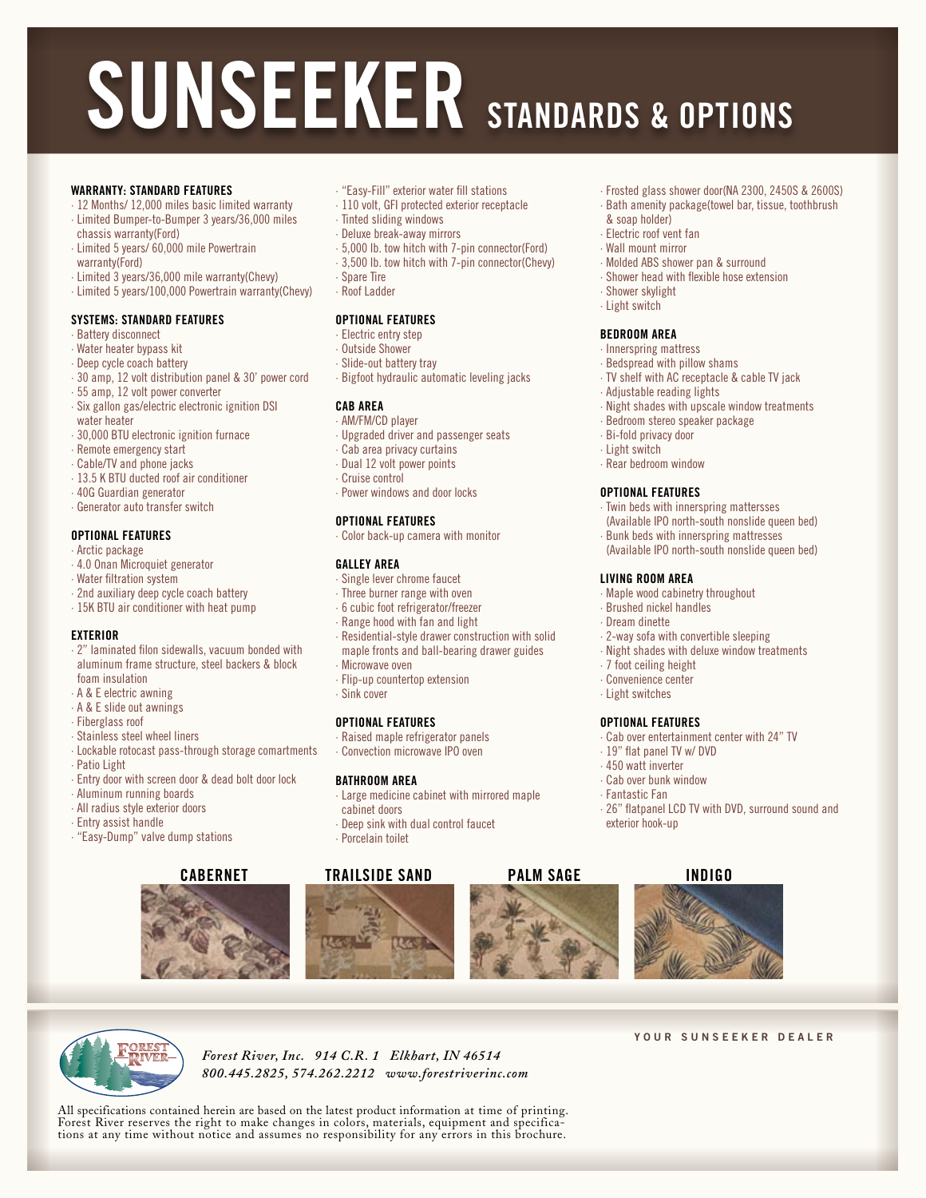# SUNSEEKER STANDARDS & OPTIONS

#### WARRANTY: STANDARD FEATURES

- 12 Months/ 12,000 miles basic limited warranty
- Limited Bumper-to-Bumper 3 years/36,000 miles chassis warranty(Ford)
- Limited 5 years/ 60,000 mile Powertrain warranty(Ford)
- Limited 3 years/36,000 mile warranty(Chevy)
- Limited 5 years/100,000 Powertrain warranty(Chevy)

#### SYSTEMS: STANDARD FEATURES

- Battery disconnect
- Water heater bypass kit
- Deep cycle coach battery
- 30 amp, 12 volt distribution panel & 30' power cord
- 55 amp, 12 volt power converter
- Six gallon gas/electric electronic ignition DSI water heater
- 30,000 BTU electronic ignition furnace
- Remote emergency start
- Cable/TV and phone jacks
- 13.5 K BTU ducted roof air conditioner
- 40G Guardian generator
- Generator auto transfer switch

#### OPTIONAL FEATURES

- Arctic package
- 4.0 Onan Microquiet generator
- Water filtration system
- 2nd auxiliary deep cycle coach battery
- 15K BTU air conditioner with heat pump

#### EXTERIOR

- 2" laminated filon sidewalls, vacuum bonded with aluminum frame structure, steel backers & block foam insulation
- A & E electric awning
- A & E slide out awnings
- Fiberglass roof
- Stainless steel wheel liners
- Lockable rotocast pass-through storage comartments
- Patio Light
- Entry door with screen door & dead bolt door lock
- Aluminum running boards
- All radius style exterior doors
- Entry assist handle
- "Easy-Dump" valve dump stations
- "Easy-Fill" exterior water fill stations
- 110 volt, GFI protected exterior receptacle
- Tinted sliding windows
- Deluxe break-away mirrors
- 5,000 lb. tow hitch with 7-pin connector(Ford)
- 3,500 lb. tow hitch with 7-pin connector(Chevy)
- Spare Tire
- Roof Ladder

#### OPTIONAL FEATURES

- Electric entry step
- Outside Shower
- Slide-out battery tray
- Bigfoot hydraulic automatic leveling jacks

#### CAB AREA

- AM/FM/CD player
- Upgraded driver and passenger seats
- Cab area privacy curtains
- Dual 12 volt power points
- Cruise control
- Power windows and door locks

#### OPTIONAL FEATURES

- Color back-up camera with monitor

#### GALLEY AREA

- Single lever chrome faucet
- Three burner range with oven
- 6 cubic foot refrigerator/freezer
- Range hood with fan and light
- Residential-style drawer construction with solid maple fronts and ball-bearing drawer guides
- Microwave oven
- Flip-up countertop extension
- Sink cover

#### OPTIONAL FEATURES

- Raised maple refrigerator panels
- Convection microwave IPO oven

#### BATHROOM AREA

- Large medicine cabinet with mirrored maple cabinet doors
- Deep sink with dual control faucet
- Porcelain toilet
- Frosted glass shower door(NA 2300, 2450S & 2600S)
- Bath amenity package(towel bar, tissue, toothbrush & soap holder)
- Electric roof vent fan
- Wall mount mirror
- Molded ABS shower pan & surround
- Shower head with flexible hose extension
- Shower skylight
- Light switch

#### BEDROOM AREA

- Innerspring mattress
- Bedspread with pillow shams
- TV shelf with AC receptacle & cable TV jack
- Adjustable reading lights
- Night shades with upscale window treatments
- Bedroom stereo speaker package
- Bi-fold privacy door
- Light switch
- Rear bedroom window

#### OPTIONAL FEATURES

- Twin beds with innerspring mattersses (Available IPO north-south nonslide queen bed)
- Bunk beds with innerspring mattresses (Available IPO north-south nonslide queen bed)

#### LIVING ROOM AREA

- Maple wood cabinetry throughout
- Brushed nickel handles
- Dream dinette
- 2-way sofa with convertible sleeping
- Night shades with deluxe window treatments
- 7 foot ceiling height
- Convenience center
- Light switches

#### OPTIONAL FEATURES

- Cab over entertainment center with 24" TV
- 19" flat panel TV w/ DVD
- 450 watt inverter
- Cab over bunk window
- Fantastic Fan
- 26" flatpanel LCD TV with DVD, surround sound and exterior hook-up

**CABERNET** **TRAILSIDE SAND** **PALM SAGE** **INDIGO**

*Forest River, Inc. 914 C.R. 1 Elkhart, IN 46514*
*800.445.2825, 574.262.2212 www.forestriverinc.com*

YOUR SUNSEEKER DEALER

All specifications contained herein are based on the latest product information at time of printing. Forest River reserves the right to make changes in colors, materials, equipment and specifications at any time without notice and assumes no responsibility for any errors in this brochure.